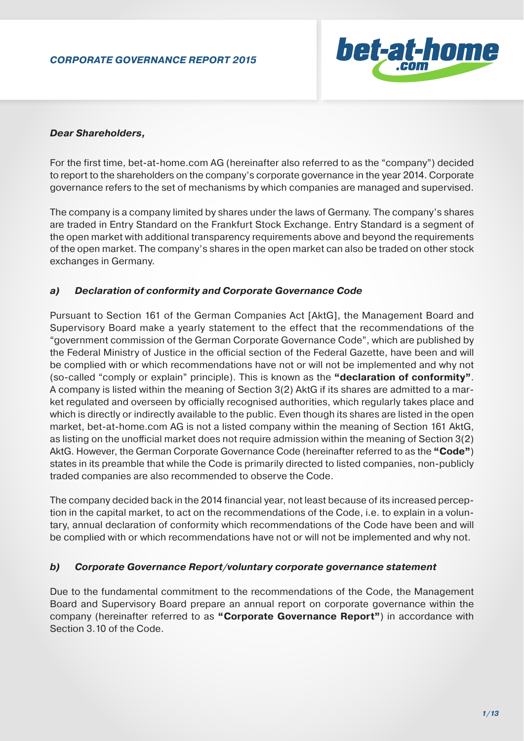# CORPORATE GOVERNANCE REPORT 2015

***Dear Shareholders,***

For the first time, bet-at-home.com AG (hereinafter also referred to as the "company") decided to report to the shareholders on the company's corporate governance in the year 2014. Corporate governance refers to the set of mechanisms by which companies are managed and supervised.

The company is a company limited by shares under the laws of Germany. The company's shares are traded in Entry Standard on the Frankfurt Stock Exchange. Entry Standard is a segment of the open market with additional transparency requirements above and beyond the requirements of the open market. The company's shares in the open market can also be traded on other stock exchanges in Germany.

## *a) Declaration of conformity and Corporate Governance Code*

Pursuant to Section 161 of the German Companies Act [AktG], the Management Board and Supervisory Board make a yearly statement to the effect that the recommendations of the "government commission of the German Corporate Governance Code", which are published by the Federal Ministry of Justice in the official section of the Federal Gazette, have been and will be complied with or which recommendations have not or will not be implemented and why not (so-called "comply or explain" principle). This is known as the **"declaration of conformity"**. A company is listed within the meaning of Section 3(2) AktG if its shares are admitted to a market regulated and overseen by officially recognised authorities, which regularly takes place and which is directly or indirectly available to the public. Even though its shares are listed in the open market, bet-at-home.com AG is not a listed company within the meaning of Section 161 AktG, as listing on the unofficial market does not require admission within the meaning of Section 3(2) AktG. However, the German Corporate Governance Code (hereinafter referred to as the **"Code"**) states in its preamble that while the Code is primarily directed to listed companies, non-publicly traded companies are also recommended to observe the Code.

The company decided back in the 2014 financial year, not least because of its increased perception in the capital market, to act on the recommendations of the Code, i.e. to explain in a voluntary, annual declaration of conformity which recommendations of the Code have been and will be complied with or which recommendations have not or will not be implemented and why not.

## *b) Corporate Governance Report/voluntary corporate governance statement*

Due to the fundamental commitment to the recommendations of the Code, the Management Board and Supervisory Board prepare an annual report on corporate governance within the company (hereinafter referred to as **"Corporate Governance Report"**) in accordance with Section 3.10 of the Code.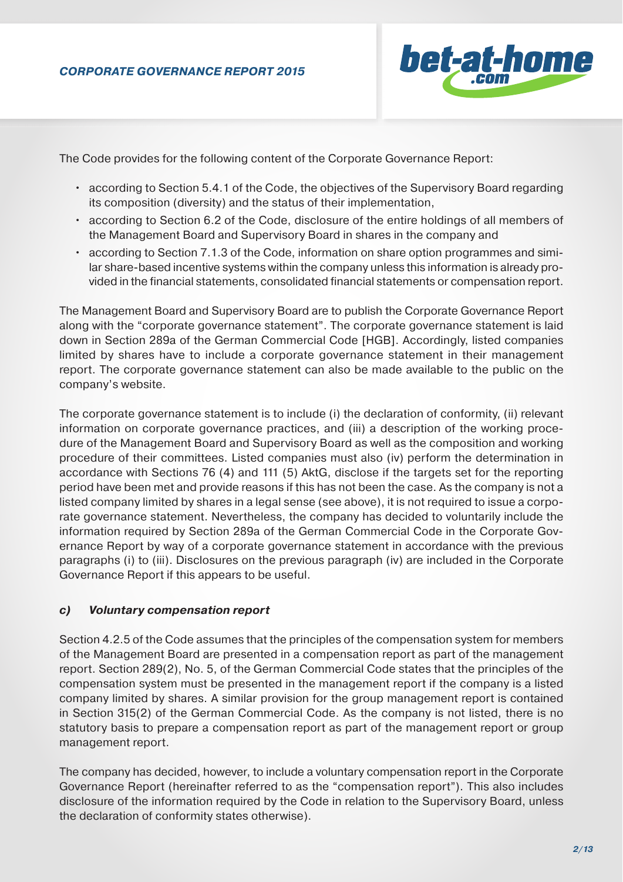The Code provides for the following content of the Corporate Governance Report:

- according to Section 5.4.1 of the Code, the objectives of the Supervisory Board regarding its composition (diversity) and the status of their implementation,
- according to Section 6.2 of the Code, disclosure of the entire holdings of all members of the Management Board and Supervisory Board in shares in the company and
- according to Section 7.1.3 of the Code, information on share option programmes and similar share-based incentive systems within the company unless this information is already provided in the financial statements, consolidated financial statements or compensation report.

The Management Board and Supervisory Board are to publish the Corporate Governance Report along with the "corporate governance statement". The corporate governance statement is laid down in Section 289a of the German Commercial Code [HGB]. Accordingly, listed companies limited by shares have to include a corporate governance statement in their management report. The corporate governance statement can also be made available to the public on the company's website.

The corporate governance statement is to include (i) the declaration of conformity, (ii) relevant information on corporate governance practices, and (iii) a description of the working procedure of the Management Board and Supervisory Board as well as the composition and working procedure of their committees. Listed companies must also (iv) perform the determination in accordance with Sections 76 (4) and 111 (5) AktG, disclose if the targets set for the reporting period have been met and provide reasons if this has not been the case. As the company is not a listed company limited by shares in a legal sense (see above), it is not required to issue a corporate governance statement. Nevertheless, the company has decided to voluntarily include the information required by Section 289a of the German Commercial Code in the Corporate Governance Report by way of a corporate governance statement in accordance with the previous paragraphs (i) to (iii). Disclosures on the previous paragraph (iv) are included in the Corporate Governance Report if this appears to be useful.

### *c) Voluntary compensation report*

Section 4.2.5 of the Code assumes that the principles of the compensation system for members of the Management Board are presented in a compensation report as part of the management report. Section 289(2), No. 5, of the German Commercial Code states that the principles of the compensation system must be presented in the management report if the company is a listed company limited by shares. A similar provision for the group management report is contained in Section 315(2) of the German Commercial Code. As the company is not listed, there is no statutory basis to prepare a compensation report as part of the management report or group management report.

The company has decided, however, to include a voluntary compensation report in the Corporate Governance Report (hereinafter referred to as the "compensation report"). This also includes disclosure of the information required by the Code in relation to the Supervisory Board, unless the declaration of conformity states otherwise).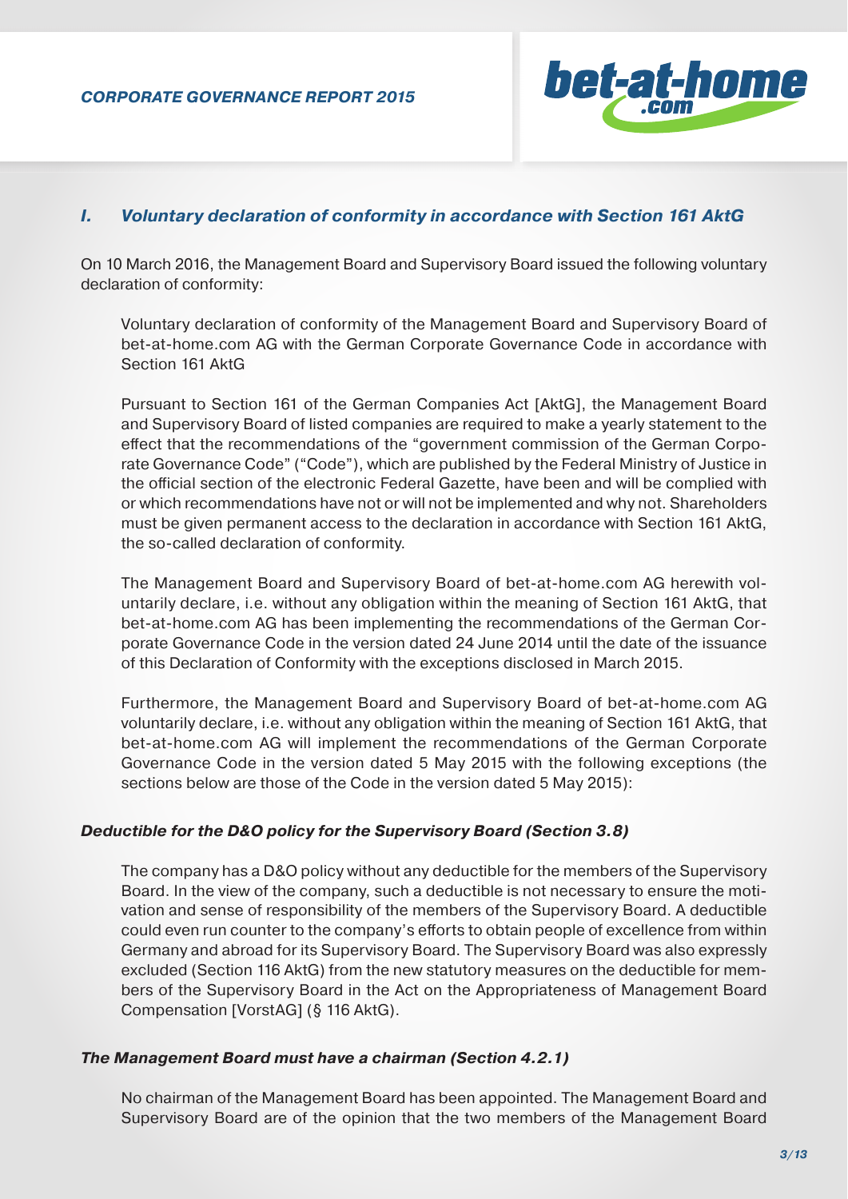## I. Voluntary declaration of conformity in accordance with Section 161 AktG

On 10 March 2016, the Management Board and Supervisory Board issued the following voluntary declaration of conformity:

> Voluntary declaration of conformity of the Management Board and Supervisory Board of bet-at-home.com AG with the German Corporate Governance Code in accordance with Section 161 AktG
>
> Pursuant to Section 161 of the German Companies Act [AktG], the Management Board and Supervisory Board of listed companies are required to make a yearly statement to the effect that the recommendations of the "government commission of the German Corporate Governance Code" ("Code"), which are published by the Federal Ministry of Justice in the official section of the electronic Federal Gazette, have been and will be complied with or which recommendations have not or will not be implemented and why not. Shareholders must be given permanent access to the declaration in accordance with Section 161 AktG, the so-called declaration of conformity.
>
> The Management Board and Supervisory Board of bet-at-home.com AG herewith voluntarily declare, i.e. without any obligation within the meaning of Section 161 AktG, that bet-at-home.com AG has been implementing the recommendations of the German Corporate Governance Code in the version dated 24 June 2014 until the date of the issuance of this Declaration of Conformity with the exceptions disclosed in March 2015.
>
> Furthermore, the Management Board and Supervisory Board of bet-at-home.com AG voluntarily declare, i.e. without any obligation within the meaning of Section 161 AktG, that bet-at-home.com AG will implement the recommendations of the German Corporate Governance Code in the version dated 5 May 2015 with the following exceptions (the sections below are those of the Code in the version dated 5 May 2015):

### Deductible for the D&O policy for the Supervisory Board (Section 3.8)

> The company has a D&O policy without any deductible for the members of the Supervisory Board. In the view of the company, such a deductible is not necessary to ensure the motivation and sense of responsibility of the members of the Supervisory Board. A deductible could even run counter to the company's efforts to obtain people of excellence from within Germany and abroad for its Supervisory Board. The Supervisory Board was also expressly excluded (Section 116 AktG) from the new statutory measures on the deductible for members of the Supervisory Board in the Act on the Appropriateness of Management Board Compensation [VorstAG] (§ 116 AktG).

### The Management Board must have a chairman (Section 4.2.1)

> No chairman of the Management Board has been appointed. The Management Board and Supervisory Board are of the opinion that the two members of the Management Board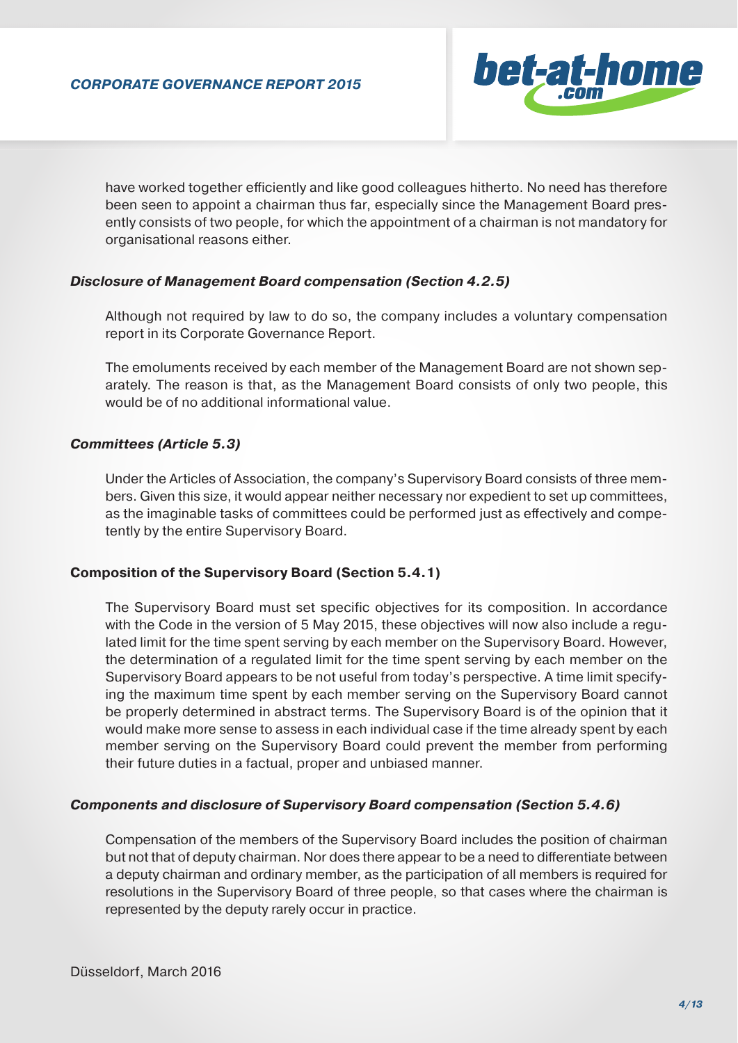have worked together efficiently and like good colleagues hitherto. No need has therefore been seen to appoint a chairman thus far, especially since the Management Board presently consists of two people, for which the appointment of a chairman is not mandatory for organisational reasons either.

### *Disclosure of Management Board compensation (Section 4.2.5)*

Although not required by law to do so, the company includes a voluntary compensation report in its Corporate Governance Report.

The emoluments received by each member of the Management Board are not shown separately. The reason is that, as the Management Board consists of only two people, this would be of no additional informational value.

### *Committees (Article 5.3)*

Under the Articles of Association, the company's Supervisory Board consists of three members. Given this size, it would appear neither necessary nor expedient to set up committees, as the imaginable tasks of committees could be performed just as effectively and competently by the entire Supervisory Board.

### **Composition of the Supervisory Board (Section 5.4.1)**

The Supervisory Board must set specific objectives for its composition. In accordance with the Code in the version of 5 May 2015, these objectives will now also include a regulated limit for the time spent serving by each member on the Supervisory Board. However, the determination of a regulated limit for the time spent serving by each member on the Supervisory Board appears to be not useful from today's perspective. A time limit specifying the maximum time spent by each member serving on the Supervisory Board cannot be properly determined in abstract terms. The Supervisory Board is of the opinion that it would make more sense to assess in each individual case if the time already spent by each member serving on the Supervisory Board could prevent the member from performing their future duties in a factual, proper and unbiased manner.

### *Components and disclosure of Supervisory Board compensation (Section 5.4.6)*

Compensation of the members of the Supervisory Board includes the position of chairman but not that of deputy chairman. Nor does there appear to be a need to differentiate between a deputy chairman and ordinary member, as the participation of all members is required for resolutions in the Supervisory Board of three people, so that cases where the chairman is represented by the deputy rarely occur in practice.

Düsseldorf, March 2016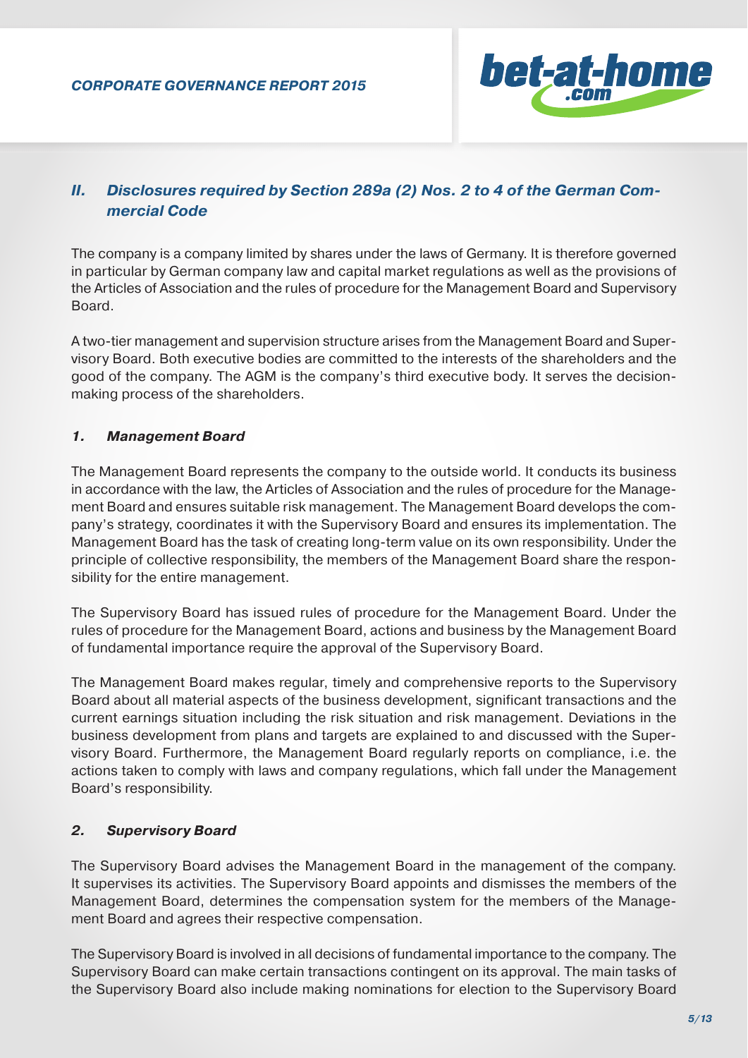## II. Disclosures required by Section 289a (2) Nos. 2 to 4 of the German Commercial Code

The company is a company limited by shares under the laws of Germany. It is therefore governed in particular by German company law and capital market regulations as well as the provisions of the Articles of Association and the rules of procedure for the Management Board and Supervisory Board.

A two-tier management and supervision structure arises from the Management Board and Supervisory Board. Both executive bodies are committed to the interests of the shareholders and the good of the company. The AGM is the company's third executive body. It serves the decision-making process of the shareholders.

### 1. Management Board

The Management Board represents the company to the outside world. It conducts its business in accordance with the law, the Articles of Association and the rules of procedure for the Management Board and ensures suitable risk management. The Management Board develops the company's strategy, coordinates it with the Supervisory Board and ensures its implementation. The Management Board has the task of creating long-term value on its own responsibility. Under the principle of collective responsibility, the members of the Management Board share the responsibility for the entire management.

The Supervisory Board has issued rules of procedure for the Management Board. Under the rules of procedure for the Management Board, actions and business by the Management Board of fundamental importance require the approval of the Supervisory Board.

The Management Board makes regular, timely and comprehensive reports to the Supervisory Board about all material aspects of the business development, significant transactions and the current earnings situation including the risk situation and risk management. Deviations in the business development from plans and targets are explained to and discussed with the Supervisory Board. Furthermore, the Management Board regularly reports on compliance, i.e. the actions taken to comply with laws and company regulations, which fall under the Management Board's responsibility.

### 2. Supervisory Board

The Supervisory Board advises the Management Board in the management of the company. It supervises its activities. The Supervisory Board appoints and dismisses the members of the Management Board, determines the compensation system for the members of the Management Board and agrees their respective compensation.

The Supervisory Board is involved in all decisions of fundamental importance to the company. The Supervisory Board can make certain transactions contingent on its approval. The main tasks of the Supervisory Board also include making nominations for election to the Supervisory Board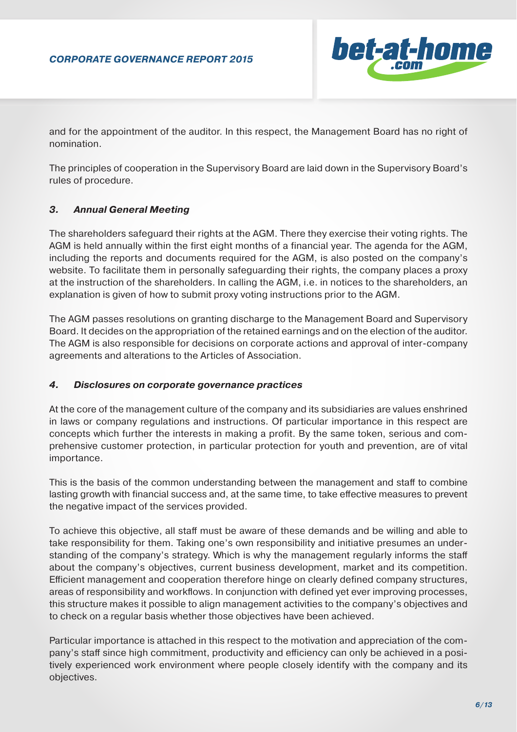and for the appointment of the auditor. In this respect, the Management Board has no right of nomination.

The principles of cooperation in the Supervisory Board are laid down in the Supervisory Board's rules of procedure.

### *3. Annual General Meeting*

The shareholders safeguard their rights at the AGM. There they exercise their voting rights. The AGM is held annually within the first eight months of a financial year. The agenda for the AGM, including the reports and documents required for the AGM, is also posted on the company's website. To facilitate them in personally safeguarding their rights, the company places a proxy at the instruction of the shareholders. In calling the AGM, i.e. in notices to the shareholders, an explanation is given of how to submit proxy voting instructions prior to the AGM.

The AGM passes resolutions on granting discharge to the Management Board and Supervisory Board. It decides on the appropriation of the retained earnings and on the election of the auditor. The AGM is also responsible for decisions on corporate actions and approval of inter-company agreements and alterations to the Articles of Association.

### *4. Disclosures on corporate governance practices*

At the core of the management culture of the company and its subsidiaries are values enshrined in laws or company regulations and instructions. Of particular importance in this respect are concepts which further the interests in making a profit. By the same token, serious and comprehensive customer protection, in particular protection for youth and prevention, are of vital importance.

This is the basis of the common understanding between the management and staff to combine lasting growth with financial success and, at the same time, to take effective measures to prevent the negative impact of the services provided.

To achieve this objective, all staff must be aware of these demands and be willing and able to take responsibility for them. Taking one's own responsibility and initiative presumes an understanding of the company's strategy. Which is why the management regularly informs the staff about the company's objectives, current business development, market and its competition. Efficient management and cooperation therefore hinge on clearly defined company structures, areas of responsibility and workflows. In conjunction with defined yet ever improving processes, this structure makes it possible to align management activities to the company's objectives and to check on a regular basis whether those objectives have been achieved.

Particular importance is attached in this respect to the motivation and appreciation of the company's staff since high commitment, productivity and efficiency can only be achieved in a positively experienced work environment where people closely identify with the company and its objectives.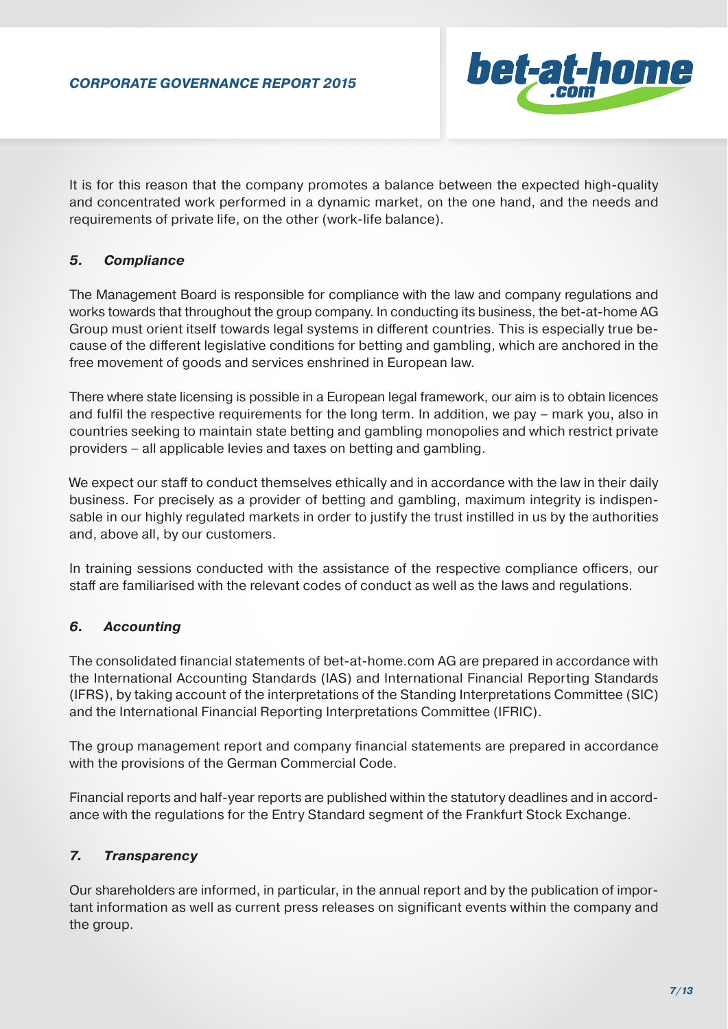It is for this reason that the company promotes a balance between the expected high-quality and concentrated work performed in a dynamic market, on the one hand, and the needs and requirements of private life, on the other (work-life balance).

## *5. Compliance*

The Management Board is responsible for compliance with the law and company regulations and works towards that throughout the group company. In conducting its business, the bet-at-home AG Group must orient itself towards legal systems in different countries. This is especially true because of the different legislative conditions for betting and gambling, which are anchored in the free movement of goods and services enshrined in European law.

There where state licensing is possible in a European legal framework, our aim is to obtain licences and fulfil the respective requirements for the long term. In addition, we pay – mark you, also in countries seeking to maintain state betting and gambling monopolies and which restrict private providers – all applicable levies and taxes on betting and gambling.

We expect our staff to conduct themselves ethically and in accordance with the law in their daily business. For precisely as a provider of betting and gambling, maximum integrity is indispensable in our highly regulated markets in order to justify the trust instilled in us by the authorities and, above all, by our customers.

In training sessions conducted with the assistance of the respective compliance officers, our staff are familiarised with the relevant codes of conduct as well as the laws and regulations.

## *6. Accounting*

The consolidated financial statements of bet-at-home.com AG are prepared in accordance with the International Accounting Standards (IAS) and International Financial Reporting Standards (IFRS), by taking account of the interpretations of the Standing Interpretations Committee (SIC) and the International Financial Reporting Interpretations Committee (IFRIC).

The group management report and company financial statements are prepared in accordance with the provisions of the German Commercial Code.

Financial reports and half-year reports are published within the statutory deadlines and in accordance with the regulations for the Entry Standard segment of the Frankfurt Stock Exchange.

## *7. Transparency*

Our shareholders are informed, in particular, in the annual report and by the publication of important information as well as current press releases on significant events within the company and the group.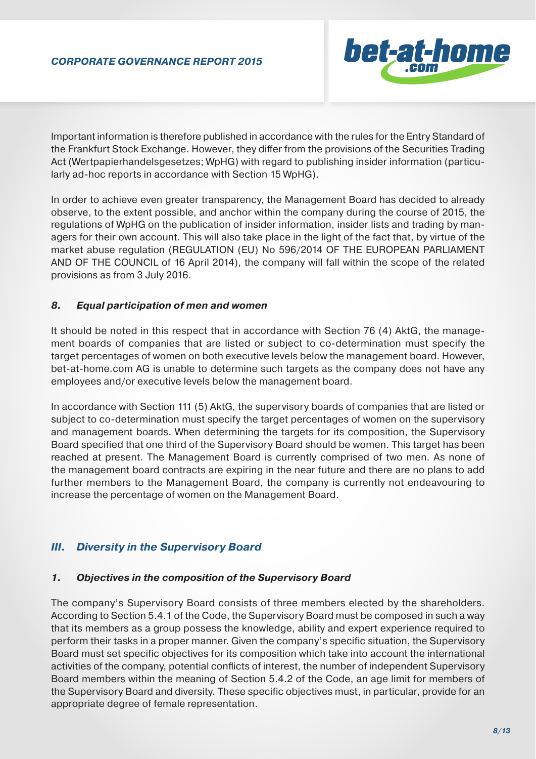Important information is therefore published in accordance with the rules for the Entry Standard of the Frankfurt Stock Exchange. However, they differ from the provisions of the Securities Trading Act (Wertpapierhandelsgesetzes; WpHG) with regard to publishing insider information (particularly ad-hoc reports in accordance with Section 15 WpHG).

In order to achieve even greater transparency, the Management Board has decided to already observe, to the extent possible, and anchor within the company during the course of 2015, the regulations of WpHG on the publication of insider information, insider lists and trading by managers for their own account. This will also take place in the light of the fact that, by virtue of the market abuse regulation (REGULATION (EU) No 596/2014 OF THE EUROPEAN PARLIAMENT AND OF THE COUNCIL of 16 April 2014), the company will fall within the scope of the related provisions as from 3 July 2016.

### *8. Equal participation of men and women*

It should be noted in this respect that in accordance with Section 76 (4) AktG, the management boards of companies that are listed or subject to co-determination must specify the target percentages of women on both executive levels below the management board. However, bet-at-home.com AG is unable to determine such targets as the company does not have any employees and/or executive levels below the management board.

In accordance with Section 111 (5) AktG, the supervisory boards of companies that are listed or subject to co-determination must specify the target percentages of women on the supervisory and management boards. When determining the targets for its composition, the Supervisory Board specified that one third of the Supervisory Board should be women. This target has been reached at present. The Management Board is currently comprised of two men. As none of the management board contracts are expiring in the near future and there are no plans to add further members to the Management Board, the company is currently not endeavouring to increase the percentage of women on the Management Board.

## *III. Diversity in the Supervisory Board*

### *1. Objectives in the composition of the Supervisory Board*

The company's Supervisory Board consists of three members elected by the shareholders. According to Section 5.4.1 of the Code, the Supervisory Board must be composed in such a way that its members as a group possess the knowledge, ability and expert experience required to perform their tasks in a proper manner. Given the company's specific situation, the Supervisory Board must set specific objectives for its composition which take into account the international activities of the company, potential conflicts of interest, the number of independent Supervisory Board members within the meaning of Section 5.4.2 of the Code, an age limit for members of the Supervisory Board and diversity. These specific objectives must, in particular, provide for an appropriate degree of female representation.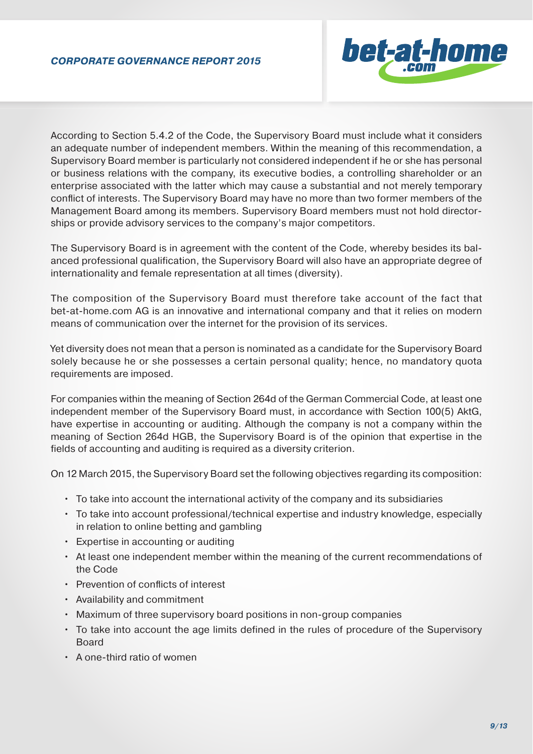According to Section 5.4.2 of the Code, the Supervisory Board must include what it considers an adequate number of independent members. Within the meaning of this recommendation, a Supervisory Board member is particularly not considered independent if he or she has personal or business relations with the company, its executive bodies, a controlling shareholder or an enterprise associated with the latter which may cause a substantial and not merely temporary conflict of interests. The Supervisory Board may have no more than two former members of the Management Board among its members. Supervisory Board members must not hold directorships or provide advisory services to the company's major competitors.

The Supervisory Board is in agreement with the content of the Code, whereby besides its balanced professional qualification, the Supervisory Board will also have an appropriate degree of internationality and female representation at all times (diversity).

The composition of the Supervisory Board must therefore take account of the fact that bet-at-home.com AG is an innovative and international company and that it relies on modern means of communication over the internet for the provision of its services.

Yet diversity does not mean that a person is nominated as a candidate for the Supervisory Board solely because he or she possesses a certain personal quality; hence, no mandatory quota requirements are imposed.

For companies within the meaning of Section 264d of the German Commercial Code, at least one independent member of the Supervisory Board must, in accordance with Section 100(5) AktG, have expertise in accounting or auditing. Although the company is not a company within the meaning of Section 264d HGB, the Supervisory Board is of the opinion that expertise in the fields of accounting and auditing is required as a diversity criterion.

On 12 March 2015, the Supervisory Board set the following objectives regarding its composition:

- To take into account the international activity of the company and its subsidiaries
- To take into account professional/technical expertise and industry knowledge, especially in relation to online betting and gambling
- Expertise in accounting or auditing
- At least one independent member within the meaning of the current recommendations of the Code
- Prevention of conflicts of interest
- Availability and commitment
- Maximum of three supervisory board positions in non-group companies
- To take into account the age limits defined in the rules of procedure of the Supervisory Board
- A one-third ratio of women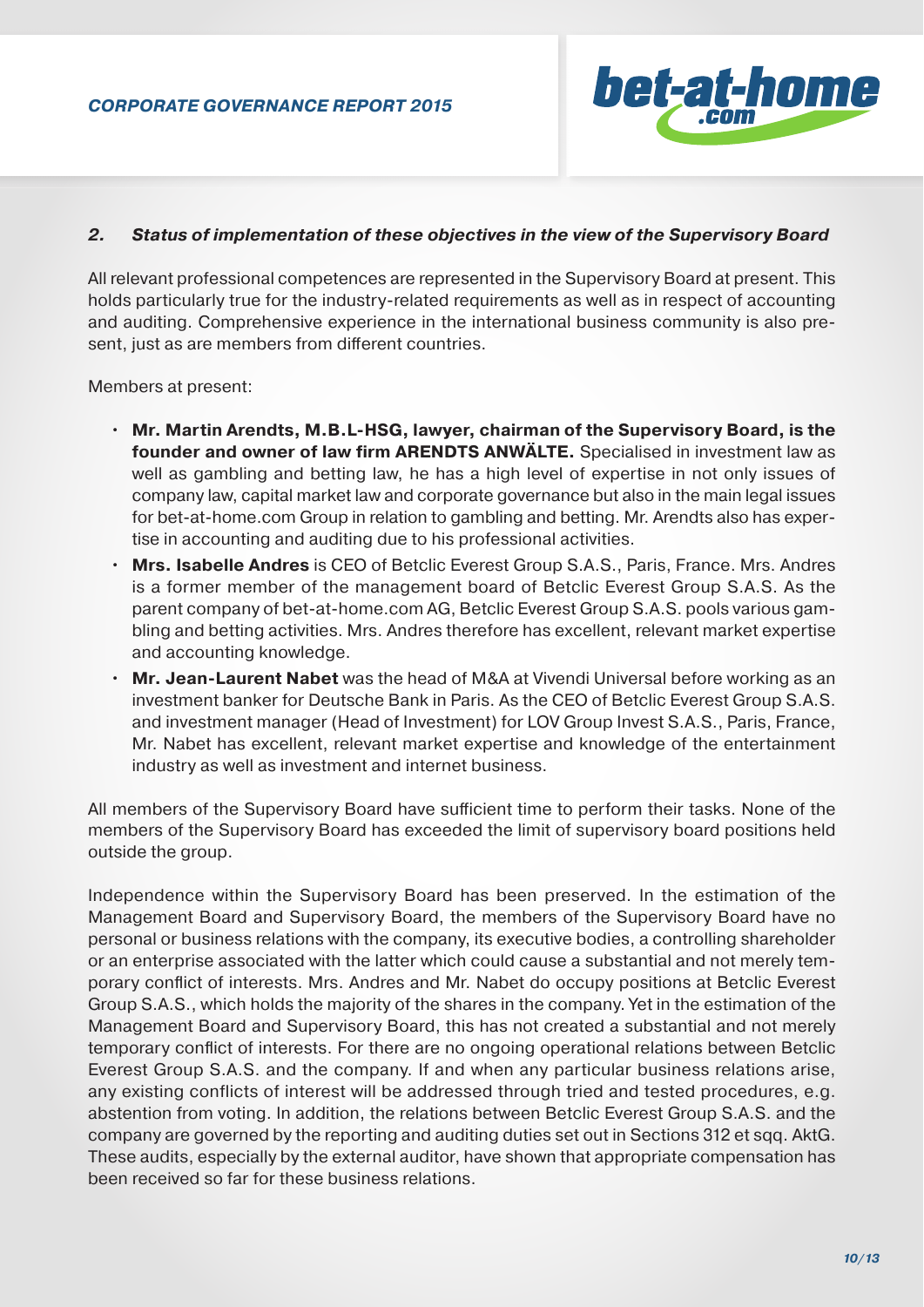### 2. *Status of implementation of these objectives in the view of the Supervisory Board*

All relevant professional competences are represented in the Supervisory Board at present. This holds particularly true for the industry-related requirements as well as in respect of accounting and auditing. Comprehensive experience in the international business community is also present, just as are members from different countries.

Members at present:

- **Mr. Martin Arendts, M.B.L-HSG, lawyer, chairman of the Supervisory Board, is the founder and owner of law firm ARENDTS ANWÄLTE.** Specialised in investment law as well as gambling and betting law, he has a high level of expertise in not only issues of company law, capital market law and corporate governance but also in the main legal issues for bet-at-home.com Group in relation to gambling and betting. Mr. Arendts also has expertise in accounting and auditing due to his professional activities.
- **Mrs. Isabelle Andres** is CEO of Betclic Everest Group S.A.S., Paris, France. Mrs. Andres is a former member of the management board of Betclic Everest Group S.A.S. As the parent company of bet-at-home.com AG, Betclic Everest Group S.A.S. pools various gambling and betting activities. Mrs. Andres therefore has excellent, relevant market expertise and accounting knowledge.
- **Mr. Jean-Laurent Nabet** was the head of M&A at Vivendi Universal before working as an investment banker for Deutsche Bank in Paris. As the CEO of Betclic Everest Group S.A.S. and investment manager (Head of Investment) for LOV Group Invest S.A.S., Paris, France, Mr. Nabet has excellent, relevant market expertise and knowledge of the entertainment industry as well as investment and internet business.

All members of the Supervisory Board have sufficient time to perform their tasks. None of the members of the Supervisory Board has exceeded the limit of supervisory board positions held outside the group.

Independence within the Supervisory Board has been preserved. In the estimation of the Management Board and Supervisory Board, the members of the Supervisory Board have no personal or business relations with the company, its executive bodies, a controlling shareholder or an enterprise associated with the latter which could cause a substantial and not merely temporary conflict of interests. Mrs. Andres and Mr. Nabet do occupy positions at Betclic Everest Group S.A.S., which holds the majority of the shares in the company. Yet in the estimation of the Management Board and Supervisory Board, this has not created a substantial and not merely temporary conflict of interests. For there are no ongoing operational relations between Betclic Everest Group S.A.S. and the company. If and when any particular business relations arise, any existing conflicts of interest will be addressed through tried and tested procedures, e.g. abstention from voting. In addition, the relations between Betclic Everest Group S.A.S. and the company are governed by the reporting and auditing duties set out in Sections 312 et sqq. AktG. These audits, especially by the external auditor, have shown that appropriate compensation has been received so far for these business relations.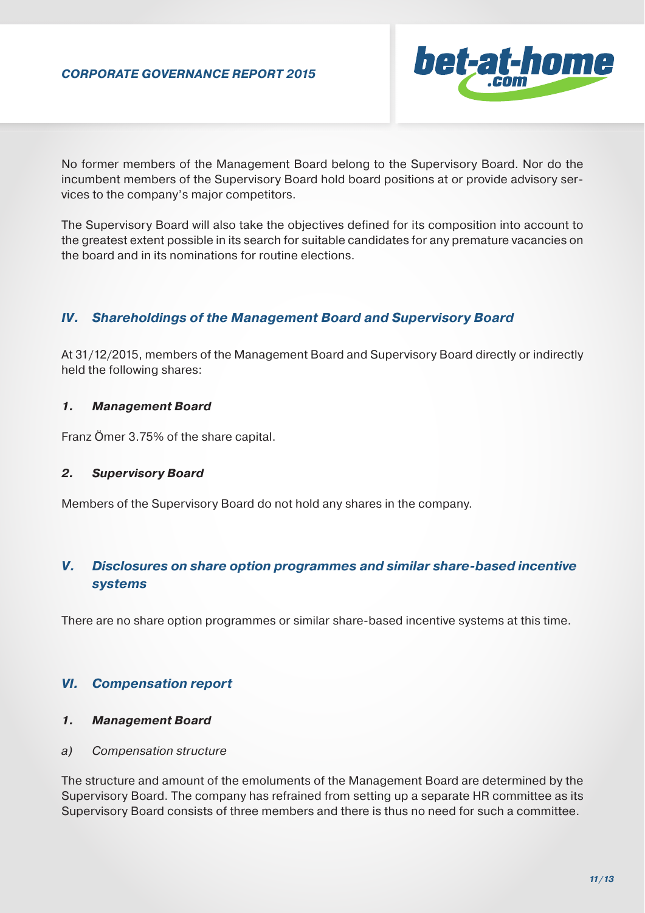No former members of the Management Board belong to the Supervisory Board. Nor do the incumbent members of the Supervisory Board hold board positions at or provide advisory services to the company's major competitors.

The Supervisory Board will also take the objectives defined for its composition into account to the greatest extent possible in its search for suitable candidates for any premature vacancies on the board and in its nominations for routine elections.

## IV. Shareholdings of the Management Board and Supervisory Board

At 31/12/2015, members of the Management Board and Supervisory Board directly or indirectly held the following shares:

### 1. Management Board

Franz Ömer 3.75% of the share capital.

### 2. Supervisory Board

Members of the Supervisory Board do not hold any shares in the company.

## V. Disclosures on share option programmes and similar share-based incentive systems

There are no share option programmes or similar share-based incentive systems at this time.

## VI. Compensation report

### 1. Management Board

*a) Compensation structure*

The structure and amount of the emoluments of the Management Board are determined by the Supervisory Board. The company has refrained from setting up a separate HR committee as its Supervisory Board consists of three members and there is thus no need for such a committee.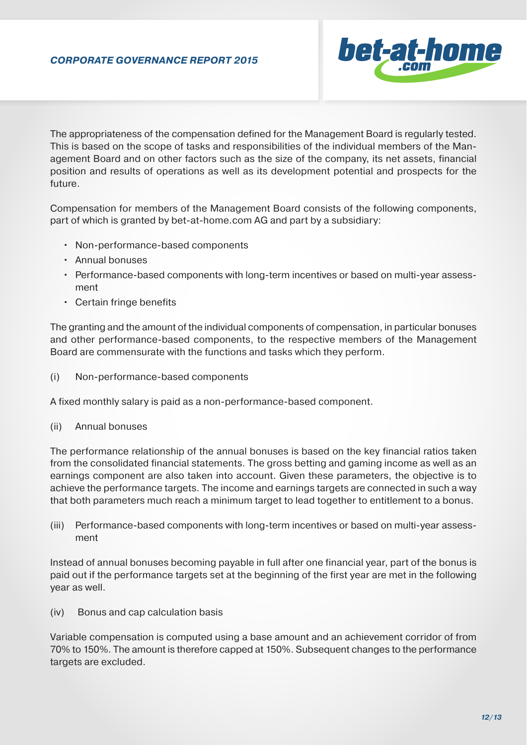The appropriateness of the compensation defined for the Management Board is regularly tested. This is based on the scope of tasks and responsibilities of the individual members of the Management Board and on other factors such as the size of the company, its net assets, financial position and results of operations as well as its development potential and prospects for the future.

Compensation for members of the Management Board consists of the following components, part of which is granted by bet-at-home.com AG and part by a subsidiary:

- Non-performance-based components
- Annual bonuses
- Performance-based components with long-term incentives or based on multi-year assessment
- Certain fringe benefits

The granting and the amount of the individual components of compensation, in particular bonuses and other performance-based components, to the respective members of the Management Board are commensurate with the functions and tasks which they perform.

(i) Non-performance-based components

A fixed monthly salary is paid as a non-performance-based component.

(ii) Annual bonuses

The performance relationship of the annual bonuses is based on the key financial ratios taken from the consolidated financial statements. The gross betting and gaming income as well as an earnings component are also taken into account. Given these parameters, the objective is to achieve the performance targets. The income and earnings targets are connected in such a way that both parameters much reach a minimum target to lead together to entitlement to a bonus.

(iii) Performance-based components with long-term incentives or based on multi-year assessment

Instead of annual bonuses becoming payable in full after one financial year, part of the bonus is paid out if the performance targets set at the beginning of the first year are met in the following year as well.

(iv) Bonus and cap calculation basis

Variable compensation is computed using a base amount and an achievement corridor of from 70% to 150%. The amount is therefore capped at 150%. Subsequent changes to the performance targets are excluded.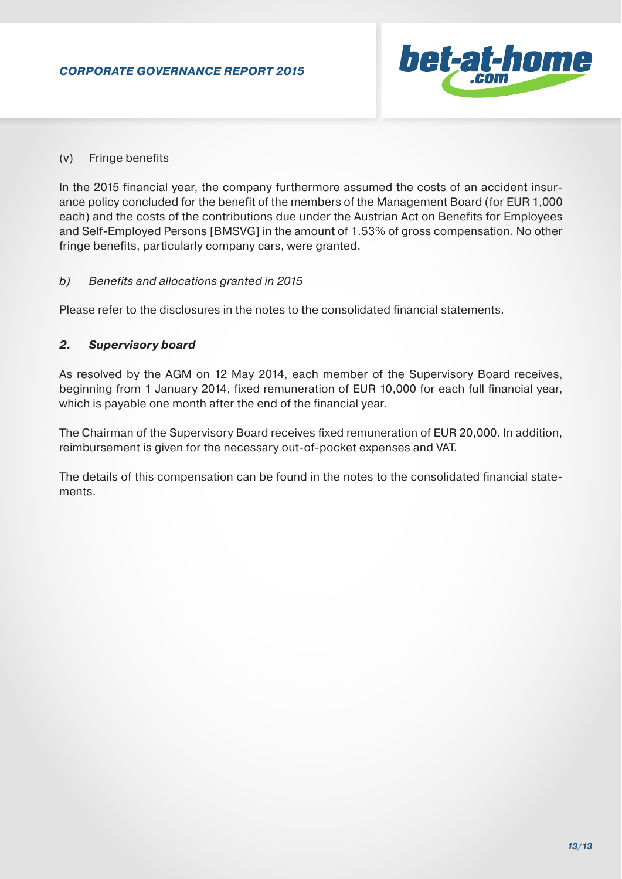(v) Fringe benefits

In the 2015 financial year, the company furthermore assumed the costs of an accident insurance policy concluded for the benefit of the members of the Management Board (for EUR 1,000 each) and the costs of the contributions due under the Austrian Act on Benefits for Employees and Self-Employed Persons [BMSVG] in the amount of 1.53% of gross compensation. No other fringe benefits, particularly company cars, were granted.

*b) Benefits and allocations granted in 2015*

Please refer to the disclosures in the notes to the consolidated financial statements.

### *2. Supervisory board*

As resolved by the AGM on 12 May 2014, each member of the Supervisory Board receives, beginning from 1 January 2014, fixed remuneration of EUR 10,000 for each full financial year, which is payable one month after the end of the financial year.

The Chairman of the Supervisory Board receives fixed remuneration of EUR 20,000. In addition, reimbursement is given for the necessary out-of-pocket expenses and VAT.

The details of this compensation can be found in the notes to the consolidated financial statements.